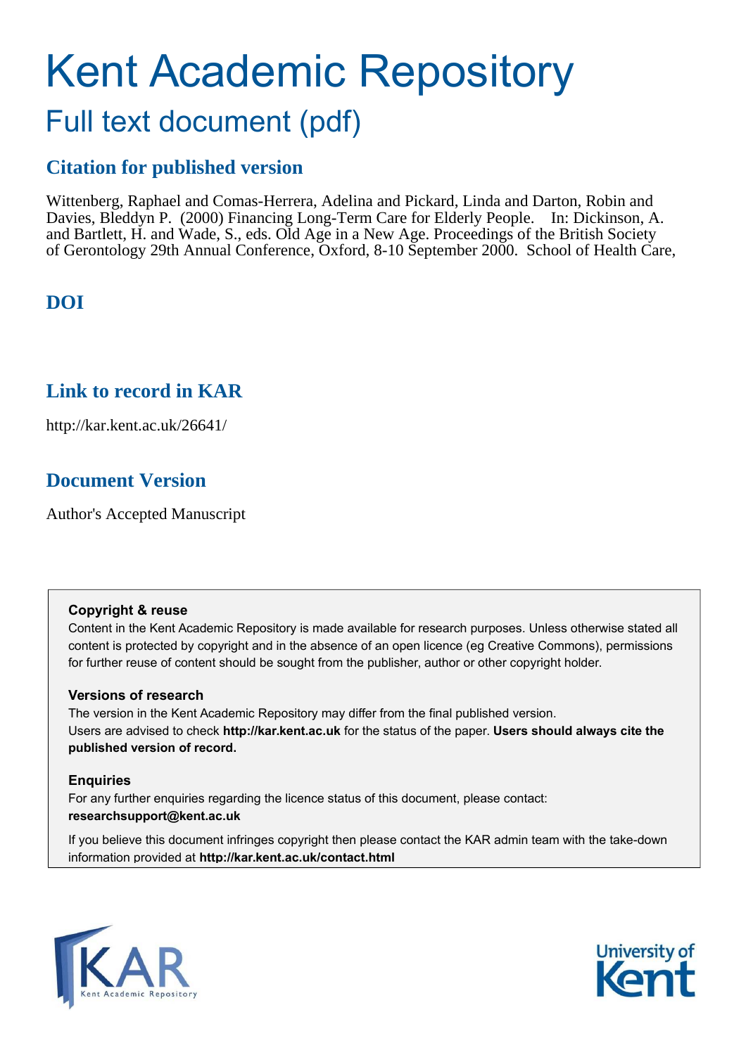# Kent Academic Repository

## Full text document (pdf)

## Citation for published version

Wittenberg, Raphael and Comas-Herrera, Adelina and Pickard, Linda and Darton, Robin and Davies, Bleddyn P. (2000) Financing Long-Term Care for Elderly People. In: Dickinson, A. and Bartlett, H. and Wade, S., eds. Old Age in a New Age. Proceedings of the British Society of Gerontology 29th Annual Conference, Oxford, 8-10 September 2000. School of Health Care,

## DOI

## Link to record in KAR

http://kar.kent.ac.uk/26641/

## Document Version

Author's Accepted Manuscript

**Copyright & reuse**

Content in the Kent Academic Repository is made available for research purposes. Unless otherwise stated all content is protected by copyright and in the absence of an open licence (eg Creative Commons), permissions for further reuse of content should be sought from the publisher, author or other copyright holder.

**Versions of research**

The version in the Kent Academic Repository may differ from the final published version. Users are advised to check **http://kar.kent.ac.uk** for the status of the paper. **Users should always cite the published version of record.**

**Enquiries**

For any further enquiries regarding the licence status of this document, please contact: **researchsupport@kent.ac.uk**

If you believe this document infringes copyright then please contact the KAR admin team with the take-down information provided at **http://kar.kent.ac.uk/contact.html**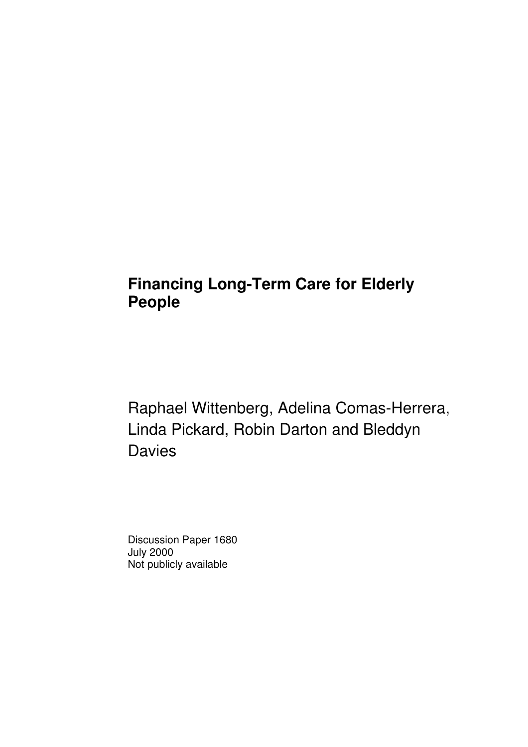**Financing Long-Term Care for Elderly People**

Raphael Wittenberg, Adelina Comas-Herrera, Linda Pickard, Robin Darton and Bleddyn Davies

Discussion Paper 1680
July 2000
Not publicly available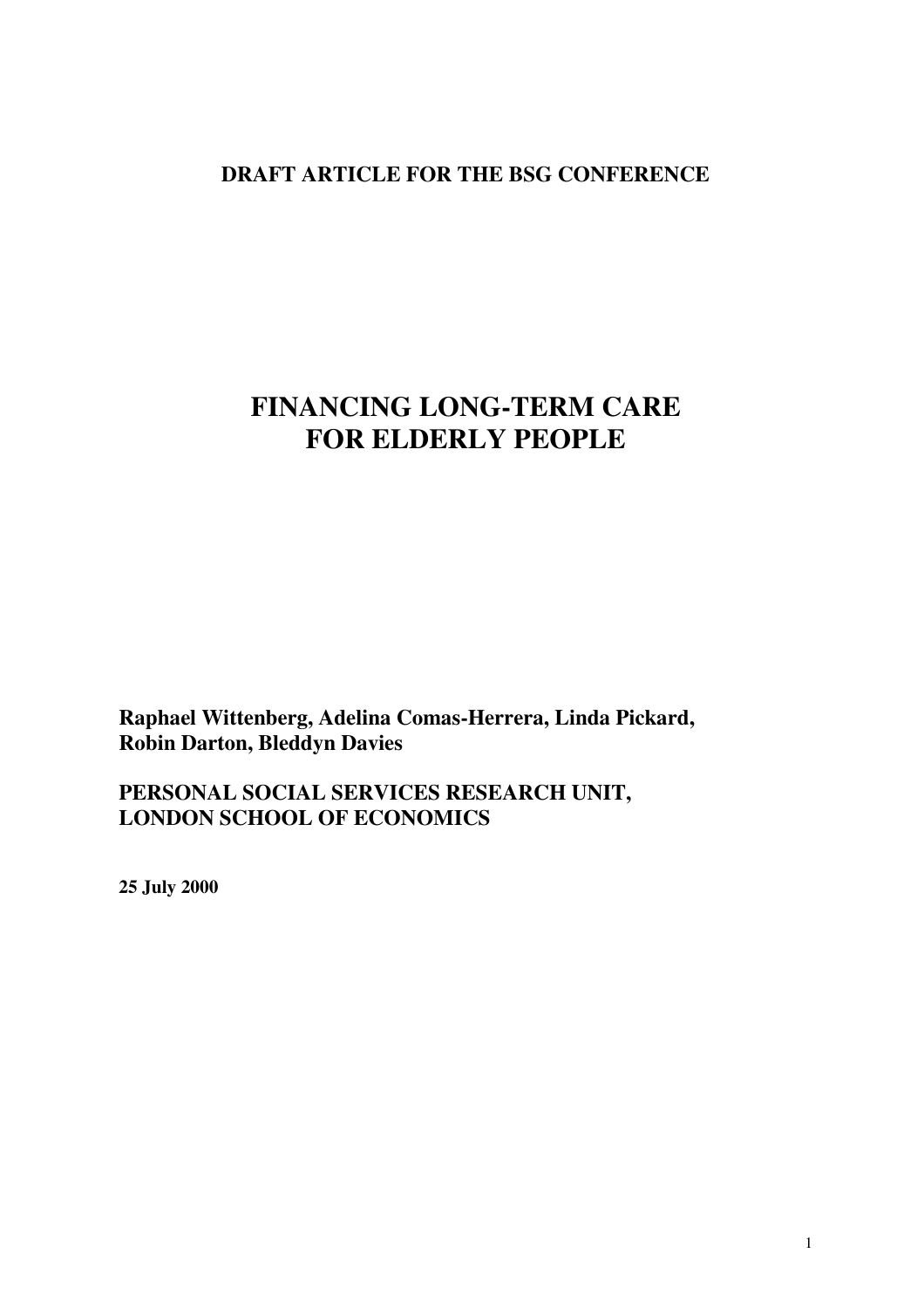**DRAFT ARTICLE FOR THE BSG CONFERENCE**

# FINANCING LONG-TERM CARE FOR ELDERLY PEOPLE

**Raphael Wittenberg, Adelina Comas-Herrera, Linda Pickard, Robin Darton, Bleddyn Davies**

**PERSONAL SOCIAL SERVICES RESEARCH UNIT, LONDON SCHOOL OF ECONOMICS**

**25 July 2000**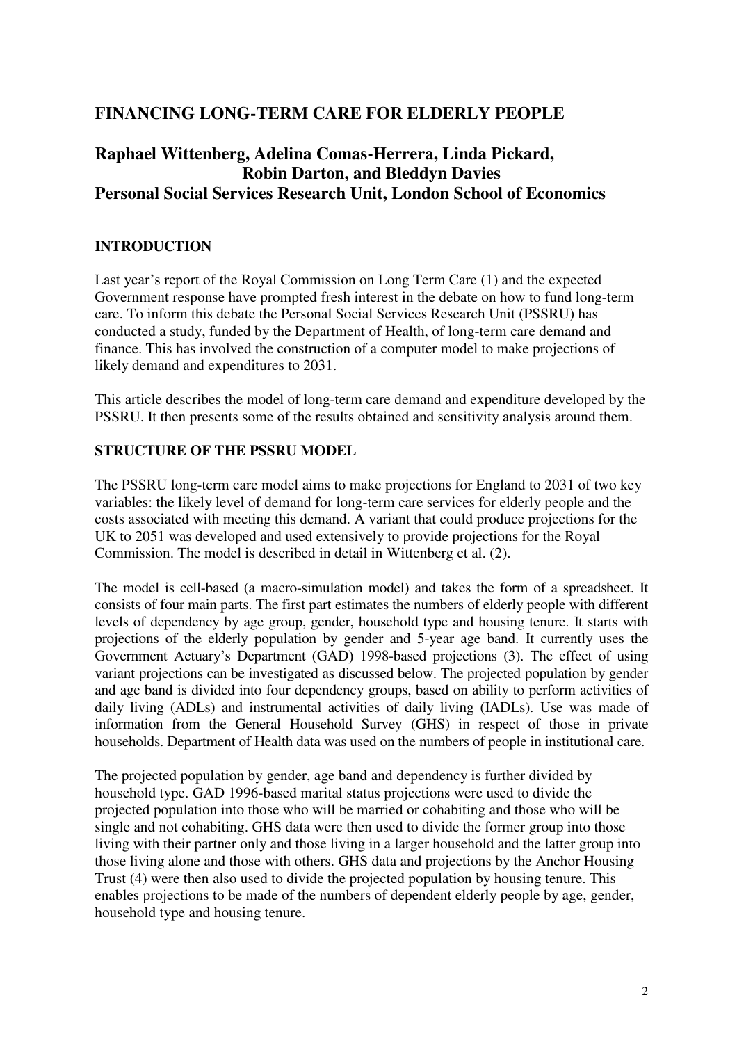# FINANCING LONG-TERM CARE FOR ELDERLY PEOPLE

## Raphael Wittenberg, Adelina Comas-Herrera, Linda Pickard, Robin Darton, and Bleddyn Davies
## Personal Social Services Research Unit, London School of Economics

### INTRODUCTION

Last year's report of the Royal Commission on Long Term Care (1) and the expected Government response have prompted fresh interest in the debate on how to fund long-term care. To inform this debate the Personal Social Services Research Unit (PSSRU) has conducted a study, funded by the Department of Health, of long-term care demand and finance. This has involved the construction of a computer model to make projections of likely demand and expenditures to 2031.

This article describes the model of long-term care demand and expenditure developed by the PSSRU. It then presents some of the results obtained and sensitivity analysis around them.

### STRUCTURE OF THE PSSRU MODEL

The PSSRU long-term care model aims to make projections for England to 2031 of two key variables: the likely level of demand for long-term care services for elderly people and the costs associated with meeting this demand. A variant that could produce projections for the UK to 2051 was developed and used extensively to provide projections for the Royal Commission. The model is described in detail in Wittenberg et al. (2).

The model is cell-based (a macro-simulation model) and takes the form of a spreadsheet. It consists of four main parts. The first part estimates the numbers of elderly people with different levels of dependency by age group, gender, household type and housing tenure. It starts with projections of the elderly population by gender and 5-year age band. It currently uses the Government Actuary's Department (GAD) 1998-based projections (3). The effect of using variant projections can be investigated as discussed below. The projected population by gender and age band is divided into four dependency groups, based on ability to perform activities of daily living (ADLs) and instrumental activities of daily living (IADLs). Use was made of information from the General Household Survey (GHS) in respect of those in private households. Department of Health data was used on the numbers of people in institutional care.

The projected population by gender, age band and dependency is further divided by household type. GAD 1996-based marital status projections were used to divide the projected population into those who will be married or cohabiting and those who will be single and not cohabiting. GHS data were then used to divide the former group into those living with their partner only and those living in a larger household and the latter group into those living alone and those with others. GHS data and projections by the Anchor Housing Trust (4) were then also used to divide the projected population by housing tenure. This enables projections to be made of the numbers of dependent elderly people by age, gender, household type and housing tenure.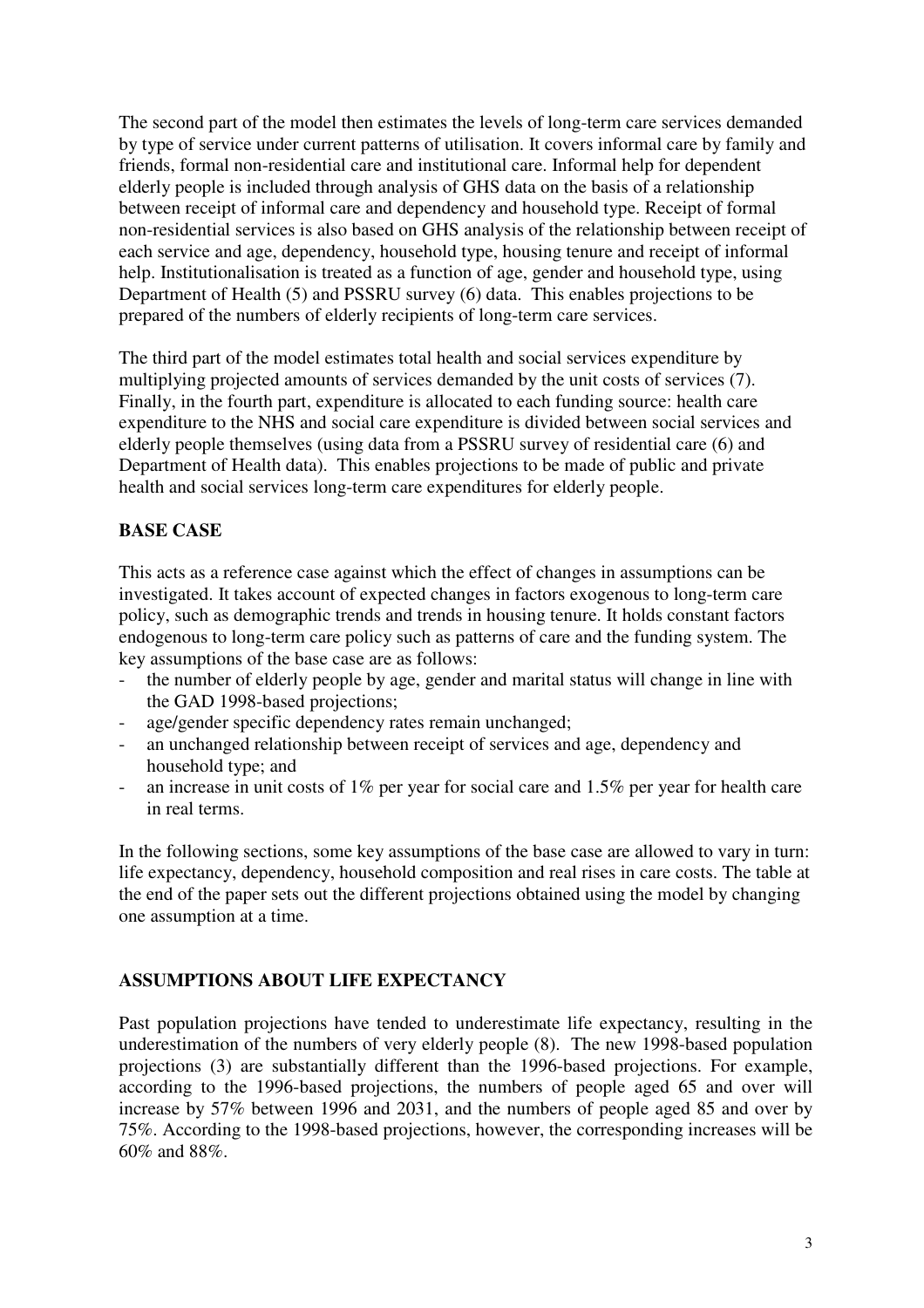The second part of the model then estimates the levels of long-term care services demanded by type of service under current patterns of utilisation. It covers informal care by family and friends, formal non-residential care and institutional care. Informal help for dependent elderly people is included through analysis of GHS data on the basis of a relationship between receipt of informal care and dependency and household type. Receipt of formal non-residential services is also based on GHS analysis of the relationship between receipt of each service and age, dependency, household type, housing tenure and receipt of informal help. Institutionalisation is treated as a function of age, gender and household type, using Department of Health (5) and PSSRU survey (6) data. This enables projections to be prepared of the numbers of elderly recipients of long-term care services.

The third part of the model estimates total health and social services expenditure by multiplying projected amounts of services demanded by the unit costs of services (7). Finally, in the fourth part, expenditure is allocated to each funding source: health care expenditure to the NHS and social care expenditure is divided between social services and elderly people themselves (using data from a PSSRU survey of residential care (6) and Department of Health data). This enables projections to be made of public and private health and social services long-term care expenditures for elderly people.

## BASE CASE

This acts as a reference case against which the effect of changes in assumptions can be investigated. It takes account of expected changes in factors exogenous to long-term care policy, such as demographic trends and trends in housing tenure. It holds constant factors endogenous to long-term care policy such as patterns of care and the funding system. The key assumptions of the base case are as follows:

- the number of elderly people by age, gender and marital status will change in line with the GAD 1998-based projections;
- age/gender specific dependency rates remain unchanged;
- an unchanged relationship between receipt of services and age, dependency and household type; and
- an increase in unit costs of 1% per year for social care and 1.5% per year for health care in real terms.

In the following sections, some key assumptions of the base case are allowed to vary in turn: life expectancy, dependency, household composition and real rises in care costs. The table at the end of the paper sets out the different projections obtained using the model by changing one assumption at a time.

## ASSUMPTIONS ABOUT LIFE EXPECTANCY

Past population projections have tended to underestimate life expectancy, resulting in the underestimation of the numbers of very elderly people (8). The new 1998-based population projections (3) are substantially different than the 1996-based projections. For example, according to the 1996-based projections, the numbers of people aged 65 and over will increase by 57% between 1996 and 2031, and the numbers of people aged 85 and over by 75%. According to the 1998-based projections, however, the corresponding increases will be 60% and 88%.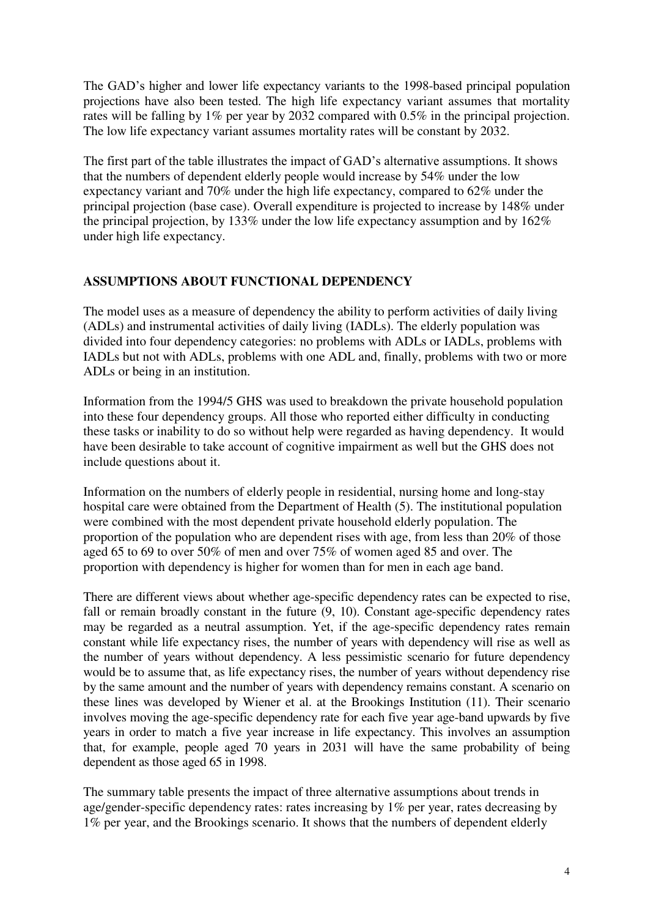The GAD's higher and lower life expectancy variants to the 1998-based principal population projections have also been tested. The high life expectancy variant assumes that mortality rates will be falling by 1% per year by 2032 compared with 0.5% in the principal projection. The low life expectancy variant assumes mortality rates will be constant by 2032.

The first part of the table illustrates the impact of GAD's alternative assumptions. It shows that the numbers of dependent elderly people would increase by 54% under the low expectancy variant and 70% under the high life expectancy, compared to 62% under the principal projection (base case). Overall expenditure is projected to increase by 148% under the principal projection, by 133% under the low life expectancy assumption and by 162% under high life expectancy.

## ASSUMPTIONS ABOUT FUNCTIONAL DEPENDENCY

The model uses as a measure of dependency the ability to perform activities of daily living (ADLs) and instrumental activities of daily living (IADLs). The elderly population was divided into four dependency categories: no problems with ADLs or IADLs, problems with IADLs but not with ADLs, problems with one ADL and, finally, problems with two or more ADLs or being in an institution.

Information from the 1994/5 GHS was used to breakdown the private household population into these four dependency groups. All those who reported either difficulty in conducting these tasks or inability to do so without help were regarded as having dependency. It would have been desirable to take account of cognitive impairment as well but the GHS does not include questions about it.

Information on the numbers of elderly people in residential, nursing home and long-stay hospital care were obtained from the Department of Health (5). The institutional population were combined with the most dependent private household elderly population. The proportion of the population who are dependent rises with age, from less than 20% of those aged 65 to 69 to over 50% of men and over 75% of women aged 85 and over. The proportion with dependency is higher for women than for men in each age band.

There are different views about whether age-specific dependency rates can be expected to rise, fall or remain broadly constant in the future (9, 10). Constant age-specific dependency rates may be regarded as a neutral assumption. Yet, if the age-specific dependency rates remain constant while life expectancy rises, the number of years with dependency will rise as well as the number of years without dependency. A less pessimistic scenario for future dependency would be to assume that, as life expectancy rises, the number of years without dependency rise by the same amount and the number of years with dependency remains constant. A scenario on these lines was developed by Wiener et al. at the Brookings Institution (11). Their scenario involves moving the age-specific dependency rate for each five year age-band upwards by five years in order to match a five year increase in life expectancy. This involves an assumption that, for example, people aged 70 years in 2031 will have the same probability of being dependent as those aged 65 in 1998.

The summary table presents the impact of three alternative assumptions about trends in age/gender-specific dependency rates: rates increasing by 1% per year, rates decreasing by 1% per year, and the Brookings scenario. It shows that the numbers of dependent elderly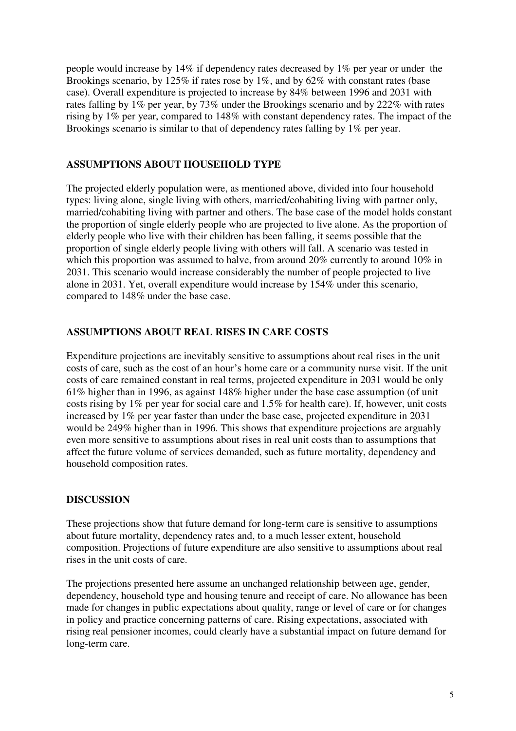people would increase by 14% if dependency rates decreased by 1% per year or under the Brookings scenario, by 125% if rates rose by 1%, and by 62% with constant rates (base case). Overall expenditure is projected to increase by 84% between 1996 and 2031 with rates falling by 1% per year, by 73% under the Brookings scenario and by 222% with rates rising by 1% per year, compared to 148% with constant dependency rates. The impact of the Brookings scenario is similar to that of dependency rates falling by 1% per year.

## ASSUMPTIONS ABOUT HOUSEHOLD TYPE

The projected elderly population were, as mentioned above, divided into four household types: living alone, single living with others, married/cohabiting living with partner only, married/cohabiting living with partner and others. The base case of the model holds constant the proportion of single elderly people who are projected to live alone. As the proportion of elderly people who live with their children has been falling, it seems possible that the proportion of single elderly people living with others will fall. A scenario was tested in which this proportion was assumed to halve, from around 20% currently to around 10% in 2031. This scenario would increase considerably the number of people projected to live alone in 2031. Yet, overall expenditure would increase by 154% under this scenario, compared to 148% under the base case.

## ASSUMPTIONS ABOUT REAL RISES IN CARE COSTS

Expenditure projections are inevitably sensitive to assumptions about real rises in the unit costs of care, such as the cost of an hour's home care or a community nurse visit. If the unit costs of care remained constant in real terms, projected expenditure in 2031 would be only 61% higher than in 1996, as against 148% higher under the base case assumption (of unit costs rising by 1% per year for social care and 1.5% for health care). If, however, unit costs increased by 1% per year faster than under the base case, projected expenditure in 2031 would be 249% higher than in 1996. This shows that expenditure projections are arguably even more sensitive to assumptions about rises in real unit costs than to assumptions that affect the future volume of services demanded, such as future mortality, dependency and household composition rates.

## DISCUSSION

These projections show that future demand for long-term care is sensitive to assumptions about future mortality, dependency rates and, to a much lesser extent, household composition. Projections of future expenditure are also sensitive to assumptions about real rises in the unit costs of care.

The projections presented here assume an unchanged relationship between age, gender, dependency, household type and housing tenure and receipt of care. No allowance has been made for changes in public expectations about quality, range or level of care or for changes in policy and practice concerning patterns of care. Rising expectations, associated with rising real pensioner incomes, could clearly have a substantial impact on future demand for long-term care.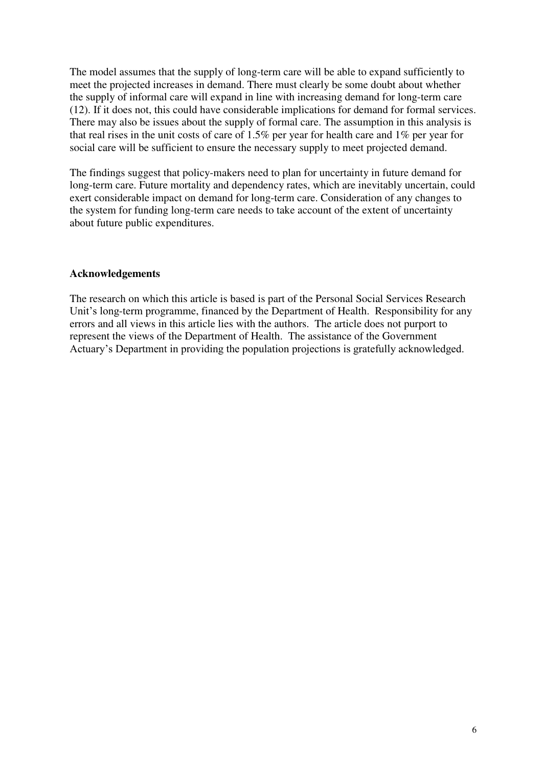The model assumes that the supply of long-term care will be able to expand sufficiently to meet the projected increases in demand. There must clearly be some doubt about whether the supply of informal care will expand in line with increasing demand for long-term care (12). If it does not, this could have considerable implications for demand for formal services. There may also be issues about the supply of formal care. The assumption in this analysis is that real rises in the unit costs of care of 1.5% per year for health care and 1% per year for social care will be sufficient to ensure the necessary supply to meet projected demand.

The findings suggest that policy-makers need to plan for uncertainty in future demand for long-term care. Future mortality and dependency rates, which are inevitably uncertain, could exert considerable impact on demand for long-term care. Consideration of any changes to the system for funding long-term care needs to take account of the extent of uncertainty about future public expenditures.

## Acknowledgements

The research on which this article is based is part of the Personal Social Services Research Unit's long-term programme, financed by the Department of Health. Responsibility for any errors and all views in this article lies with the authors. The article does not purport to represent the views of the Department of Health. The assistance of the Government Actuary's Department in providing the population projections is gratefully acknowledged.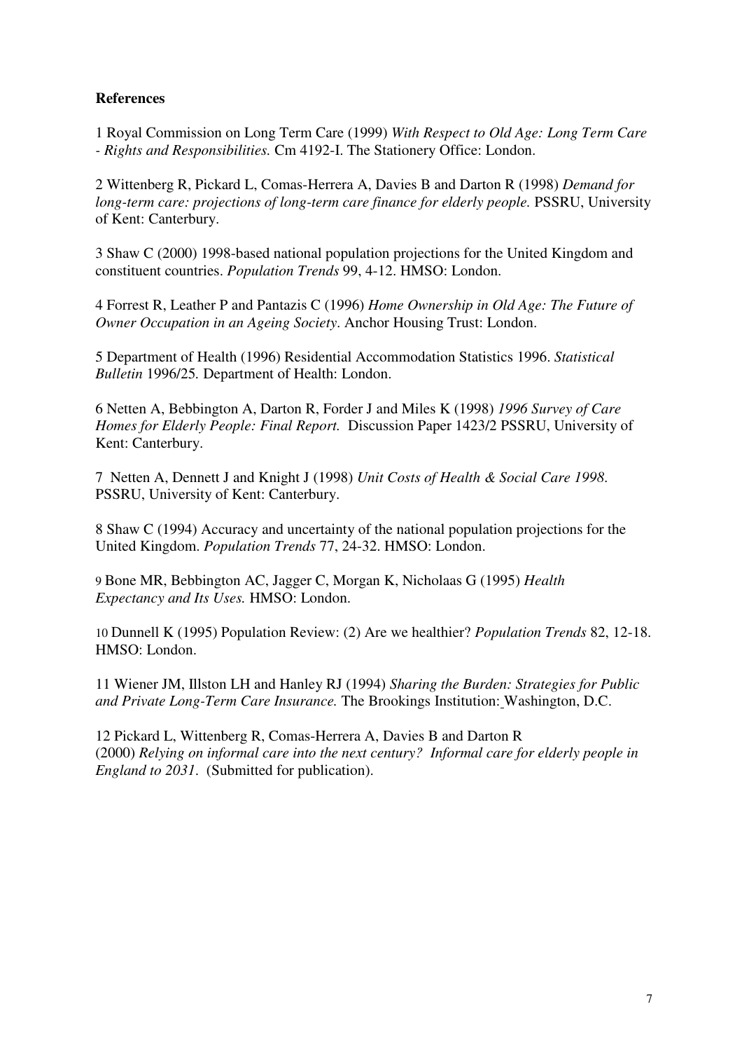**References**

1 Royal Commission on Long Term Care (1999) *With Respect to Old Age: Long Term Care - Rights and Responsibilities.* Cm 4192-I. The Stationery Office: London.

2 Wittenberg R, Pickard L, Comas-Herrera A, Davies B and Darton R (1998) *Demand for long-term care: projections of long-term care finance for elderly people.* PSSRU, University of Kent: Canterbury.

3 Shaw C (2000) 1998-based national population projections for the United Kingdom and constituent countries. *Population Trends* 99, 4-12. HMSO: London.

4 Forrest R, Leather P and Pantazis C (1996) *Home Ownership in Old Age: The Future of Owner Occupation in an Ageing Society*. Anchor Housing Trust: London.

5 Department of Health (1996) Residential Accommodation Statistics 1996. *Statistical Bulletin* 1996/25. Department of Health: London.

6 Netten A, Bebbington A, Darton R, Forder J and Miles K (1998) *1996 Survey of Care Homes for Elderly People: Final Report.* Discussion Paper 1423/2 PSSRU, University of Kent: Canterbury.

7 Netten A, Dennett J and Knight J (1998) *Unit Costs of Health & Social Care 1998.* PSSRU, University of Kent: Canterbury.

8 Shaw C (1994) Accuracy and uncertainty of the national population projections for the United Kingdom. *Population Trends* 77, 24-32. HMSO: London.

9 Bone MR, Bebbington AC, Jagger C, Morgan K, Nicholaas G (1995) *Health Expectancy and Its Uses.* HMSO: London.

10 Dunnell K (1995) Population Review: (2) Are we healthier? *Population Trends* 82, 12-18. HMSO: London.

11 Wiener JM, Illston LH and Hanley RJ (1994) *Sharing the Burden: Strategies for Public and Private Long-Term Care Insurance.* The Brookings Institution: Washington, D.C.

12 Pickard L, Wittenberg R, Comas-Herrera A, Davies B and Darton R (2000) *Relying on informal care into the next century? Informal care for elderly people in England to 2031*. (Submitted for publication).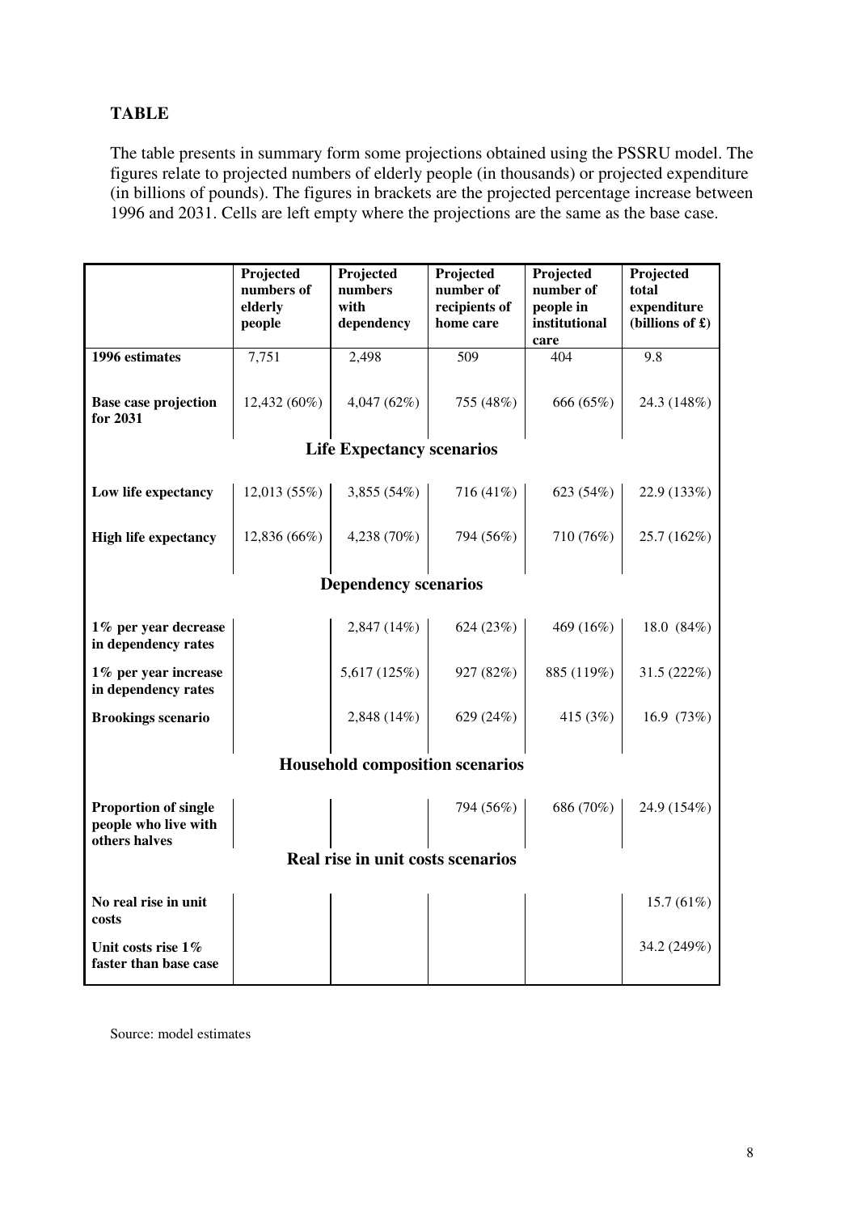## TABLE

The table presents in summary form some projections obtained using the PSSRU model. The figures relate to projected numbers of elderly people (in thousands) or projected expenditure (in billions of pounds). The figures in brackets are the projected percentage increase between 1996 and 2031. Cells are left empty where the projections are the same as the base case.

| | Projected numbers of elderly people | Projected numbers with dependency | Projected number of recipients of home care | Projected number of people in institutional care | Projected total expenditure (billions of £) |
|---|---|---|---|---|---|
| **1996 estimates** | 7,751 | 2,498 | 509 | 404 | 9.8 |
| **Base case projection for 2031** | 12,432 (60%) | 4,047 (62%) | 755 (48%) | 666 (65%) | 24.3 (148%) |
| **Life Expectancy scenarios** | | | | | |
| **Low life expectancy** | 12,013 (55%) | 3,855 (54%) | 716 (41%) | 623 (54%) | 22.9 (133%) |
| **High life expectancy** | 12,836 (66%) | 4,238 (70%) | 794 (56%) | 710 (76%) | 25.7 (162%) |
| **Dependency scenarios** | | | | | |
| **1% per year decrease in dependency rates** | | 2,847 (14%) | 624 (23%) | 469 (16%) | 18.0 (84%) |
| **1% per year increase in dependency rates** | | 5,617 (125%) | 927 (82%) | 885 (119%) | 31.5 (222%) |
| **Brookings scenario** | | 2,848 (14%) | 629 (24%) | 415 (3%) | 16.9 (73%) |
| **Household composition scenarios** | | | | | |
| **Proportion of single people who live with others halves** | | | 794 (56%) | 686 (70%) | 24.9 (154%) |
| **Real rise in unit costs scenarios** | | | | | |
| **No real rise in unit costs** | | | | | 15.7 (61%) |
| **Unit costs rise 1% faster than base case** | | | | | 34.2 (249%) |

Source: model estimates